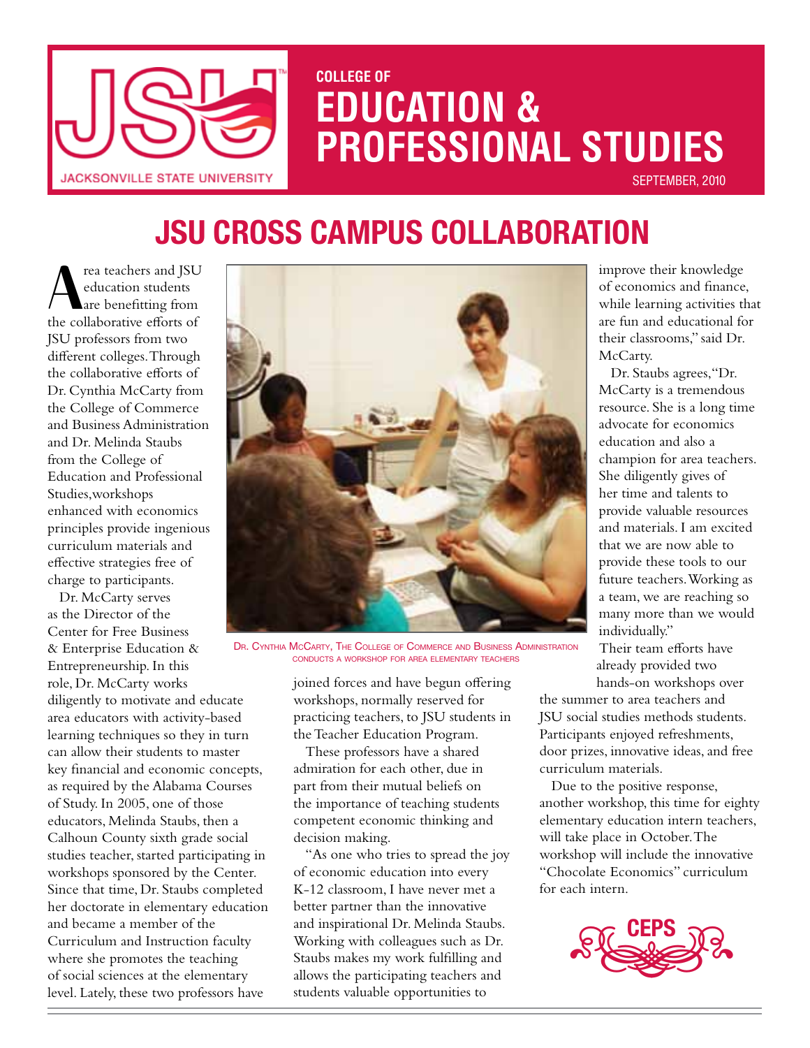# COLLEGE OF EDUCATION & PROFESSIONAL STUDIES

SEPTEMBER, 2010

## JSU CROSS CAMPUS COLLABORATION

Area teachers and JSU education students are benefitting from the collaborative efforts of JSU professors from two different colleges. Through the collaborative efforts of Dr. Cynthia McCarty from the College of Commerce and Business Administration and Dr. Melinda Staubs from the College of Education and Professional Studies,workshops enhanced with economics principles provide ingenious curriculum materials and effective strategies free of charge to participants.

Dr. McCarty serves as the Director of the Center for Free Business & Enterprise Education & Entrepreneurship. In this role, Dr. McCarty works diligently to motivate and educate area educators with activity-based learning techniques so they in turn can allow their students to master key financial and economic concepts, as required by the Alabama Courses of Study. In 2005, one of those educators, Melinda Staubs, then a Calhoun County sixth grade social studies teacher, started participating in workshops sponsored by the Center. Since that time, Dr. Staubs completed her doctorate in elementary education and became a member of the Curriculum and Instruction faculty where she promotes the teaching of social sciences at the elementary level. Lately, these two professors have joined forces and have begun offering workshops, normally reserved for practicing teachers, to JSU students in the Teacher Education Program.

Dr. Cynthia McCarty, The College of Commerce and Business Administration conducts a workshop for area elementary teachers

These professors have a shared admiration for each other, due in part from their mutual beliefs on the importance of teaching students competent economic thinking and decision making.

"As one who tries to spread the joy of economic education into every K-12 classroom, I have never met a better partner than the innovative and inspirational Dr. Melinda Staubs. Working with colleagues such as Dr. Staubs makes my work fulfilling and allows the participating teachers and students valuable opportunities to improve their knowledge of economics and finance, while learning activities that are fun and educational for their classrooms," said Dr. McCarty.

Dr. Staubs agrees,"Dr. McCarty is a tremendous resource. She is a long time advocate for economics education and also a champion for area teachers. She diligently gives of her time and talents to provide valuable resources and materials. I am excited that we are now able to provide these tools to our future teachers. Working as a team, we are reaching so many more than we would individually."

Their team efforts have already provided two hands-on workshops over the summer to area teachers and JSU social studies methods students. Participants enjoyed refreshments, door prizes, innovative ideas, and free curriculum materials.

Due to the positive response, another workshop, this time for eighty elementary education intern teachers, will take place in October. The workshop will include the innovative "Chocolate Economics" curriculum for each intern.

CEPS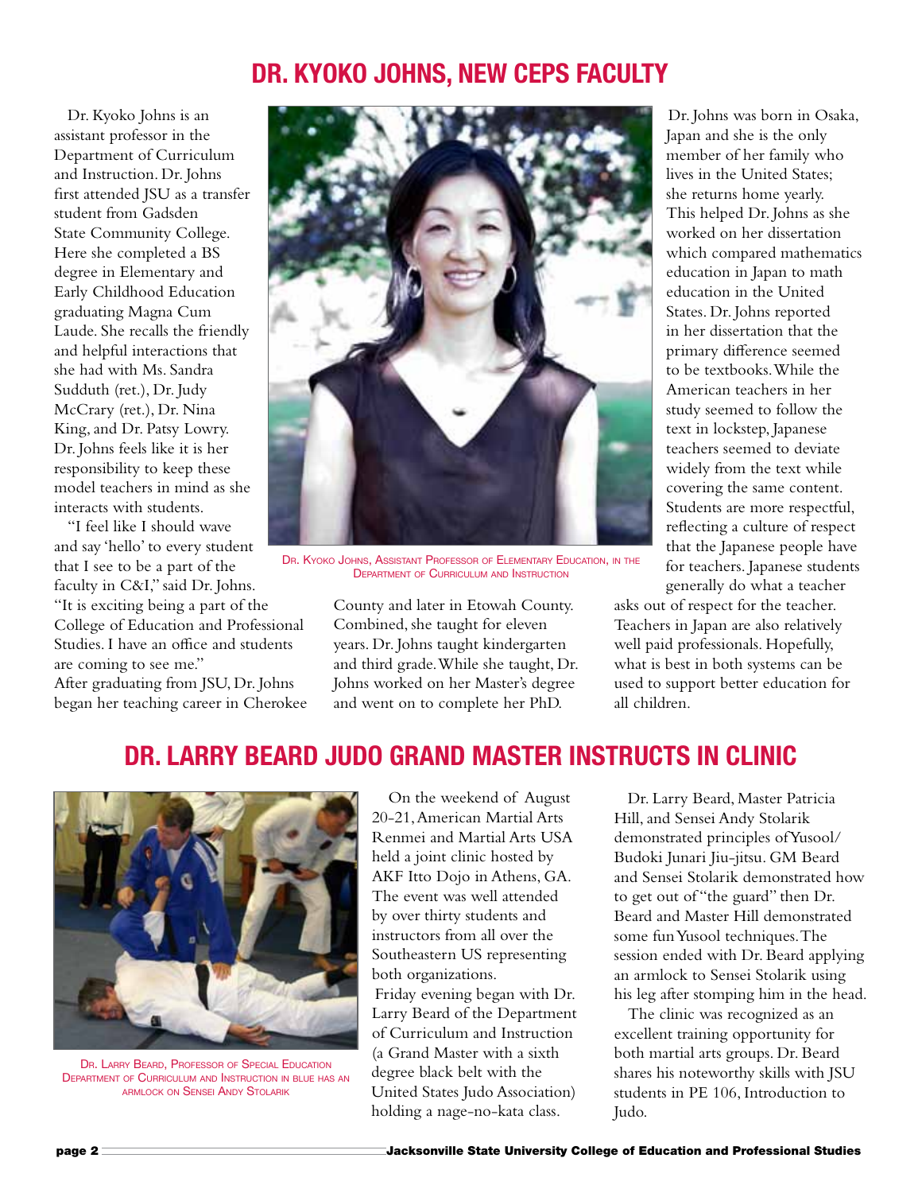## DR. KYOKO JOHNS, NEW CEPS FACULTY

Dr. Kyoko Johns is an assistant professor in the Department of Curriculum and Instruction. Dr. Johns first attended JSU as a transfer student from Gadsden State Community College. Here she completed a BS degree in Elementary and Early Childhood Education graduating Magna Cum Laude. She recalls the friendly and helpful interactions that she had with Ms. Sandra Sudduth (ret.), Dr. Judy McCrary (ret.), Dr. Nina King, and Dr. Patsy Lowry. Dr. Johns feels like it is her responsibility to keep these model teachers in mind as she interacts with students.

"I feel like I should wave and say 'hello' to every student that I see to be a part of the faculty in C&I," said Dr. Johns. "It is exciting being a part of the College of Education and Professional Studies. I have an office and students are coming to see me."

After graduating from JSU, Dr. Johns began her teaching career in Cherokee County and later in Etowah County. Combined, she taught for eleven years. Dr. Johns taught kindergarten and third grade. While she taught, Dr. Johns worked on her Master's degree and went on to complete her PhD.

Dr. Kyoko Johns, Assistant Professor of Elementary Education, in the Department of Curriculum and Instruction

Dr. Johns was born in Osaka, Japan and she is the only member of her family who lives in the United States; she returns home yearly. This helped Dr. Johns as she worked on her dissertation which compared mathematics education in Japan to math education in the United States. Dr. Johns reported in her dissertation that the primary difference seemed to be textbooks. While the American teachers in her study seemed to follow the text in lockstep, Japanese teachers seemed to deviate widely from the text while covering the same content. Students are more respectful, reflecting a culture of respect that the Japanese people have for teachers. Japanese students generally do what a teacher asks out of respect for the teacher. Teachers in Japan are also relatively well paid professionals. Hopefully, what is best in both systems can be used to support better education for all children.

## DR. LARRY BEARD JUDO GRAND MASTER INSTRUCTS IN CLINIC

Dr. Larry Beard, Professor of Special Education Department of Curriculum and Instruction in blue has an armlock on Sensei Andy Stolarik

On the weekend of August 20-21, American Martial Arts Renmei and Martial Arts USA held a joint clinic hosted by AKF Itto Dojo in Athens, GA. The event was well attended by over thirty students and instructors from all over the Southeastern US representing both organizations.

Friday evening began with Dr. Larry Beard of the Department of Curriculum and Instruction (a Grand Master with a sixth degree black belt with the United States Judo Association) holding a nage-no-kata class.

Dr. Larry Beard, Master Patricia Hill, and Sensei Andy Stolarik demonstrated principles of Yusool/ Budoki Junari Jiu-jitsu. GM Beard and Sensei Stolarik demonstrated how to get out of "the guard" then Dr. Beard and Master Hill demonstrated some fun Yusool techniques. The session ended with Dr. Beard applying an armlock to Sensei Stolarik using his leg after stomping him in the head.

The clinic was recognized as an excellent training opportunity for both martial arts groups. Dr. Beard shares his noteworthy skills with JSU students in PE 106, Introduction to Judo.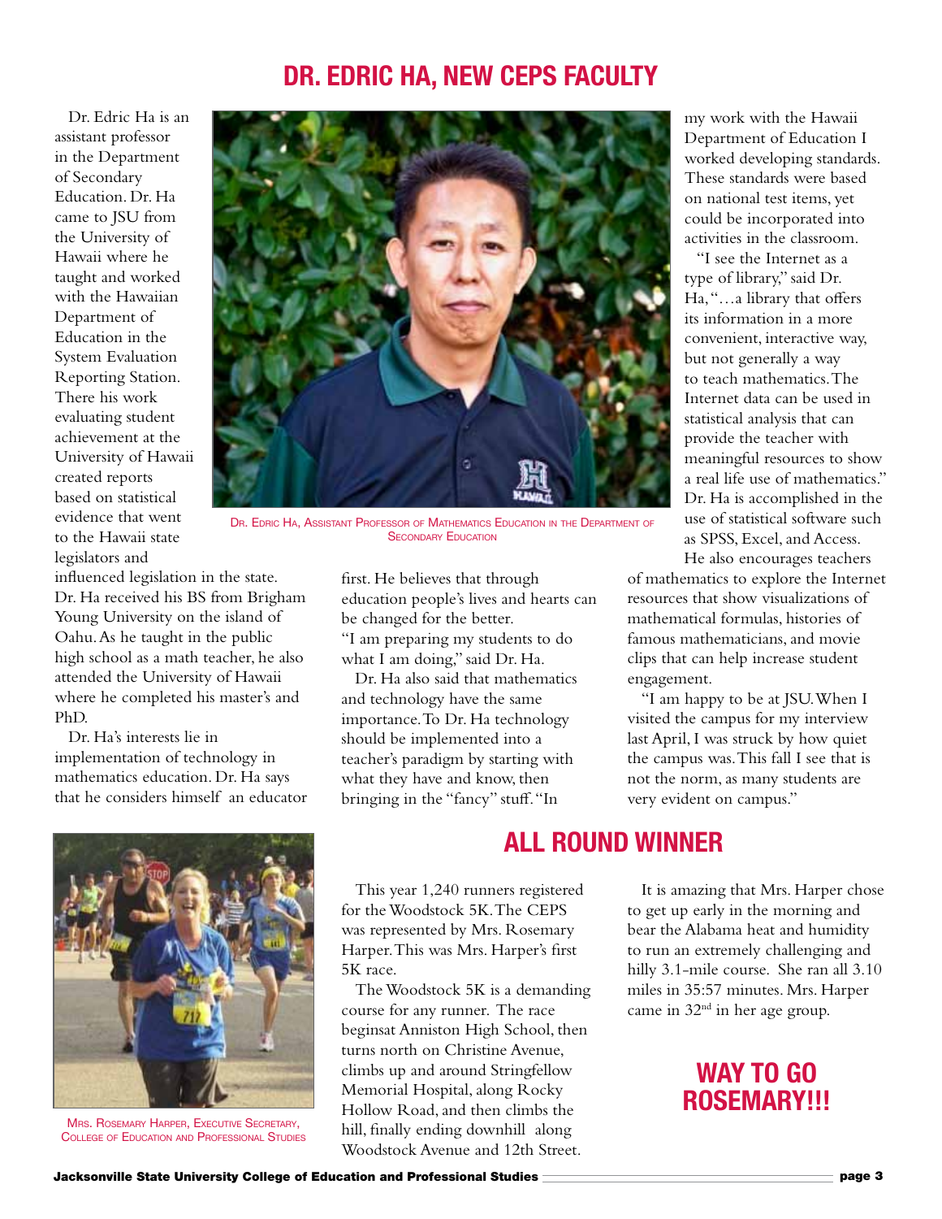## DR. EDRIC HA, NEW CEPS FACULTY

Dr. Edric Ha is an assistant professor in the Department of Secondary Education. Dr. Ha came to JSU from the University of Hawaii where he taught and worked with the Hawaiian Department of Education in the System Evaluation Reporting Station. There his work evaluating student achievement at the University of Hawaii created reports based on statistical evidence that went to the Hawaii state legislators and influenced legislation in the state. Dr. Ha received his BS from Brigham Young University on the island of Oahu. As he taught in the public high school as a math teacher, he also attended the University of Hawaii where he completed his master's and PhD.

Dr. Ha, Assistant Professor of Mathematics Education in the Department of Secondary Education

Dr. Ha's interests lie in implementation of technology in mathematics education. Dr. Ha says that he considers himself an educator first. He believes that through education people's lives and hearts can be changed for the better. "I am preparing my students to do what I am doing," said Dr. Ha.

Dr. Ha also said that mathematics and technology have the same importance. To Dr. Ha technology should be implemented into a teacher's paradigm by starting with what they have and know, then bringing in the "fancy" stuff. "In my work with the Hawaii Department of Education I worked developing standards. These standards were based on national test items, yet could be incorporated into activities in the classroom.

"I see the Internet as a type of library," said Dr. Ha, "…a library that offers its information in a more convenient, interactive way, but not generally a way to teach mathematics. The Internet data can be used in statistical analysis that can provide the teacher with meaningful resources to show a real life use of mathematics." Dr. Ha is accomplished in the use of statistical software such as SPSS, Excel, and Access.

He also encourages teachers of mathematics to explore the Internet resources that show visualizations of mathematical formulas, histories of famous mathematicians, and movie clips that can help increase student engagement.

"I am happy to be at JSU. When I visited the campus for my interview last April, I was struck by how quiet the campus was. This fall I see that is not the norm, as many students are very evident on campus."

## ALL ROUND WINNER

Mrs. Rosemary Harper, Executive Secretary, College of Education and Professional Studies

This year 1,240 runners registered for the Woodstock 5K. The CEPS was represented by Mrs. Rosemary Harper. This was Mrs. Harper's first 5K race.

The Woodstock 5K is a demanding course for any runner. The race beginsat Anniston High School, then turns north on Christine Avenue, climbs up and around Stringfellow Memorial Hospital, along Rocky Hollow Road, and then climbs the hill, finally ending downhill along Woodstock Avenue and 12th Street.

It is amazing that Mrs. Harper chose to get up early in the morning and bear the Alabama heat and humidity to run an extremely challenging and hilly 3.1-mile course. She ran all 3.10 miles in 35:57 minutes. Mrs. Harper came in 32nd in her age group.

## WAY TO GO ROSEMARY!!!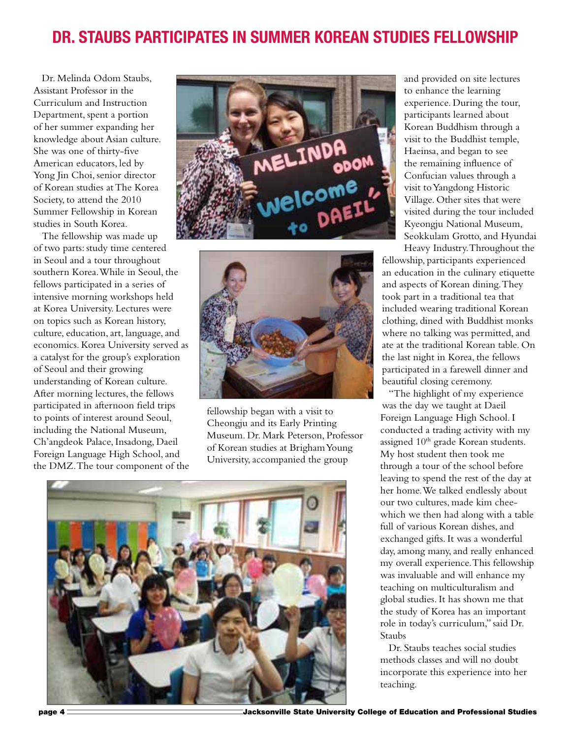# DR. STAUBS PARTICIPATES IN SUMMER KOREAN STUDIES FELLOWSHIP

Dr. Melinda Odom Staubs, Assistant Professor in the Curriculum and Instruction Department, spent a portion of her summer expanding her knowledge about Asian culture. She was one of thirty-five American educators, led by Yong Jin Choi, senior director of Korean studies at The Korea Society, to attend the 2010 Summer Fellowship in Korean studies in South Korea.

The fellowship was made up of two parts: study time centered in Seoul and a tour throughout southern Korea. While in Seoul, the fellows participated in a series of intensive morning workshops held at Korea University. Lectures were on topics such as Korean history, culture, education, art, language, and economics. Korea University served as a catalyst for the group's exploration of Seoul and their growing understanding of Korean culture. After morning lectures, the fellows participated in afternoon field trips to points of interest around Seoul, including the National Museum, Ch'angdeok Palace, Insadong, Daeil Foreign Language High School, and the DMZ. The tour component of the fellowship began with a visit to Cheongju and its Early Printing Museum. Dr. Mark Peterson, Professor of Korean studies at Brigham Young University, accompanied the group and provided on site lectures to enhance the learning experience. During the tour, participants learned about Korean Buddhism through a visit to the Buddhist temple, Haeinsa, and began to see the remaining influence of Confucian values through a visit to Yangdong Historic Village. Other sites that were visited during the tour included Kyeongju National Museum, Seokkulam Grotto, and Hyundai Heavy Industry. Throughout the fellowship, participants experienced an education in the culinary etiquette and aspects of Korean dining. They took part in a traditional tea that included wearing traditional Korean clothing, dined with Buddhist monks where no talking was permitted, and ate at the traditional Korean table. On the last night in Korea, the fellows participated in a farewell dinner and beautiful closing ceremony.

"The highlight of my experience was the day we taught at Daeil Foreign Language High School. I conducted a trading activity with my assigned 10th grade Korean students. My host student then took me through a tour of the school before leaving to spend the rest of the day at her home. We talked endlessly about our two cultures, made kim chee- which we then had along with a table full of various Korean dishes, and exchanged gifts. It was a wonderful day, among many, and really enhanced my overall experience. This fellowship was invaluable and will enhance my teaching on multiculturalism and global studies. It has shown me that the study of Korea has an important role in today's curriculum," said Dr. Staubs

Dr. Staubs teaches social studies methods classes and will no doubt incorporate this experience into her teaching.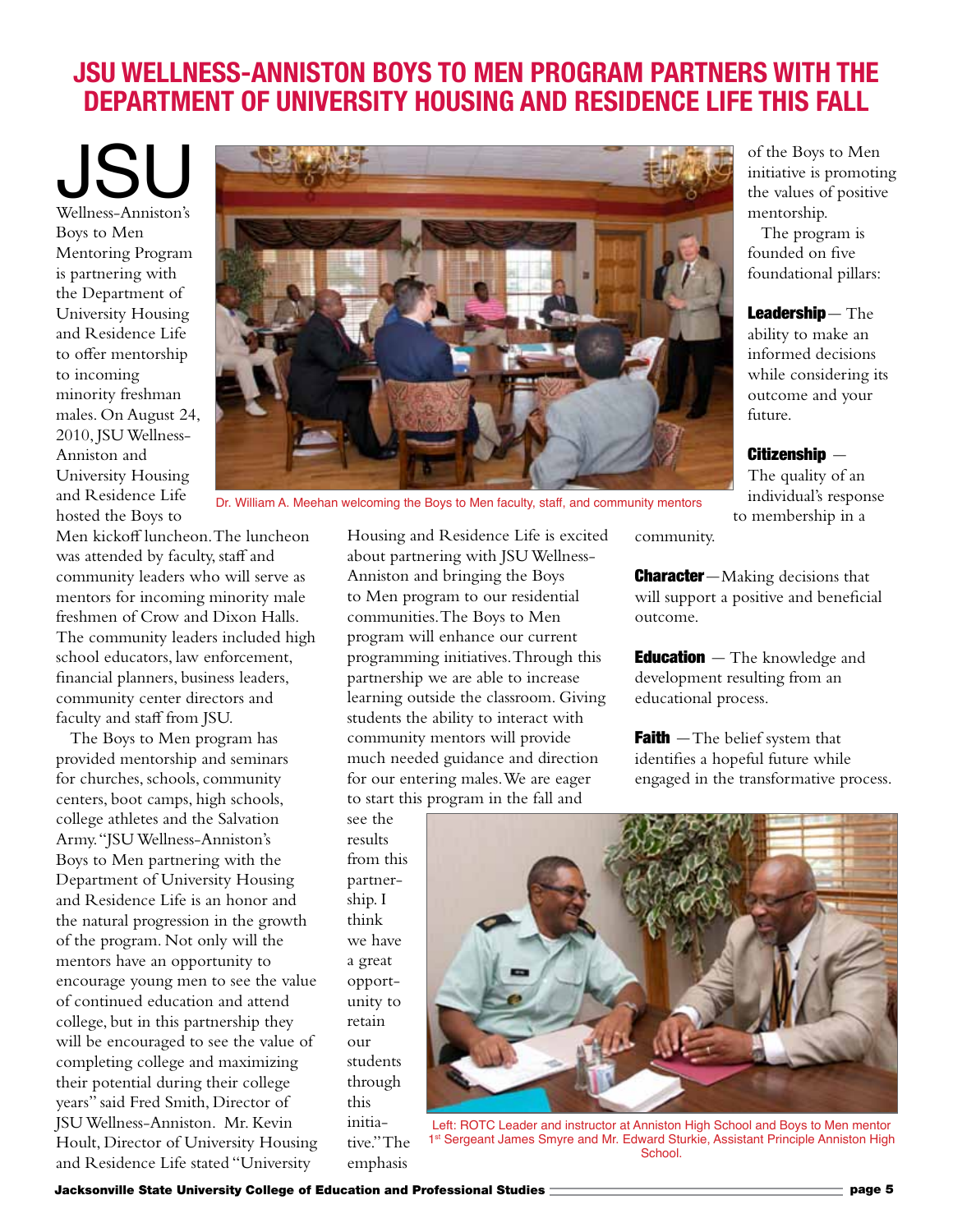# JSU WELLNESS-ANNISTON BOYS TO MEN PROGRAM PARTNERS WITH THE DEPARTMENT OF UNIVERSITY HOUSING AND RESIDENCE LIFE THIS FALL

JSU Wellness-Anniston's Boys to Men Mentoring Program is partnering with the Department of University Housing and Residence Life to offer mentorship to incoming minority freshman males. On August 24, 2010, JSU Wellness-Anniston and University Housing and Residence Life hosted the Boys to Men kickoff luncheon. The luncheon was attended by faculty, staff and community leaders who will serve as mentors for incoming minority male freshmen of Crow and Dixon Halls. The community leaders included high school educators, law enforcement, financial planners, business leaders, community center directors and faculty and staff from JSU.

Dr. William A. Meehan welcoming the Boys to Men faculty, staff, and community mentors

The Boys to Men program has provided mentorship and seminars for churches, schools, community centers, boot camps, high schools, college athletes and the Salvation Army. "JSU Wellness-Anniston's Boys to Men partnering with the Department of University Housing and Residence Life is an honor and the natural progression in the growth of the program. Not only will the mentors have an opportunity to encourage young men to see the value of continued education and attend college, but in this partnership they will be encouraged to see the value of completing college and maximizing their potential during their college years" said Fred Smith, Director of JSU Wellness-Anniston. Mr. Kevin Hoult, Director of University Housing and Residence Life stated "University Housing and Residence Life is excited about partnering with JSU Wellness-Anniston and bringing the Boys to Men program to our residential communities. The Boys to Men program will enhance our current programming initiatives. Through this partnership we are able to increase learning outside the classroom. Giving students the ability to interact with community mentors will provide much needed guidance and direction for our entering males. We are eager to start this program in the fall and see the results from this partnership. I think we have a great opportunity to retain our students through this initiative." The emphasis of the Boys to Men initiative is promoting the values of positive mentorship.

The program is founded on five foundational pillars:

**Leadership**— The ability to make an informed decisions while considering its outcome and your future.

**Citizenship** — The quality of an individual's response to membership in a community.

**Character**—Making decisions that will support a positive and beneficial outcome.

**Education** — The knowledge and development resulting from an educational process.

**Faith** —The belief system that identifies a hopeful future while engaged in the transformative process.

Left: ROTC Leader and instructor at Anniston High School and Boys to Men mentor 1st Sergeant James Smyre and Mr. Edward Sturkie, Assistant Principle Anniston High School.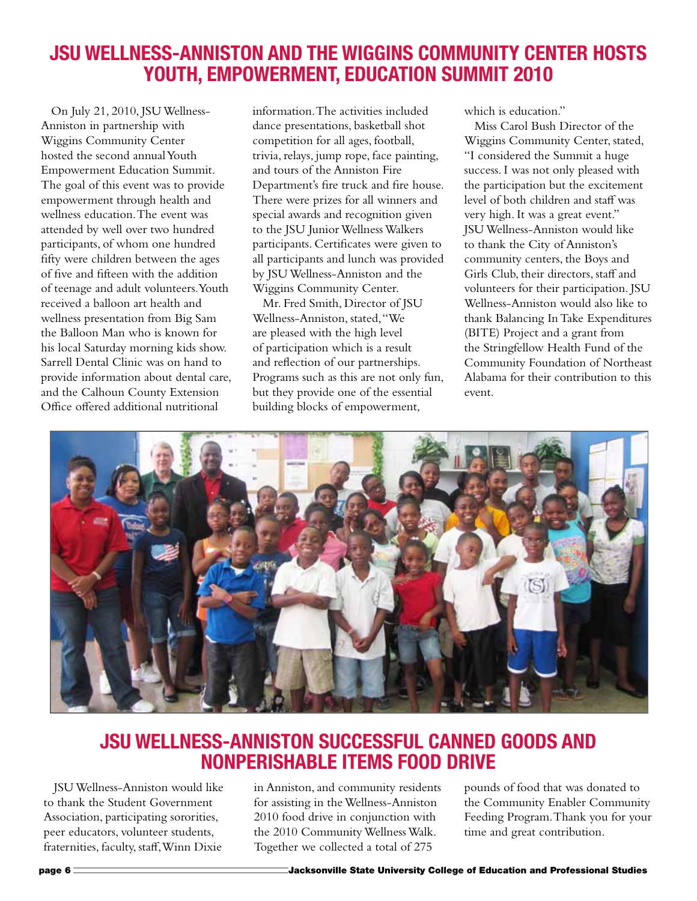# JSU WELLNESS-ANNISTON AND THE WIGGINS COMMUNITY CENTER HOSTS YOUTH, EMPOWERMENT, EDUCATION SUMMIT 2010

On July 21, 2010, JSU Wellness-Anniston in partnership with Wiggins Community Center hosted the second annual Youth Empowerment Education Summit. The goal of this event was to provide empowerment through health and wellness education. The event was attended by well over two hundred participants, of whom one hundred fifty were children between the ages of five and fifteen with the addition of teenage and adult volunteers. Youth received a balloon art health and wellness presentation from Big Sam the Balloon Man who is known for his local Saturday morning kids show. Sarrell Dental Clinic was on hand to provide information about dental care, and the Calhoun County Extension Office offered additional nutritional information. The activities included dance presentations, basketball shot competition for all ages, football, trivia, relays, jump rope, face painting, and tours of the Anniston Fire Department's fire truck and fire house. There were prizes for all winners and special awards and recognition given to the JSU Junior Wellness Walkers participants. Certificates were given to all participants and lunch was provided by JSU Wellness-Anniston and the Wiggins Community Center.

Mr. Fred Smith, Director of JSU Wellness-Anniston, stated, "We are pleased with the high level of participation which is a result and reflection of our partnerships. Programs such as this are not only fun, but they provide one of the essential building blocks of empowerment, which is education."

Miss Carol Bush Director of the Wiggins Community Center, stated, "I considered the Summit a huge success. I was not only pleased with the participation but the excitement level of both children and staff was very high. It was a great event." JSU Wellness-Anniston would like to thank the City of Anniston's community centers, the Boys and Girls Club, their directors, staff and volunteers for their participation. JSU Wellness-Anniston would also like to thank Balancing In Take Expenditures (BITE) Project and a grant from the Stringfellow Health Fund of the Community Foundation of Northeast Alabama for their contribution to this event.

# JSU WELLNESS-ANNISTON SUCCESSFUL CANNED GOODS AND NONPERISHABLE ITEMS FOOD DRIVE

JSU Wellness-Anniston would like to thank the Student Government Association, participating sororities, peer educators, volunteer students, fraternities, faculty, staff, Winn Dixie in Anniston, and community residents for assisting in the Wellness-Anniston 2010 food drive in conjunction with the 2010 Community Wellness Walk. Together we collected a total of 275 pounds of food that was donated to the Community Enabler Community Feeding Program. Thank you for your time and great contribution.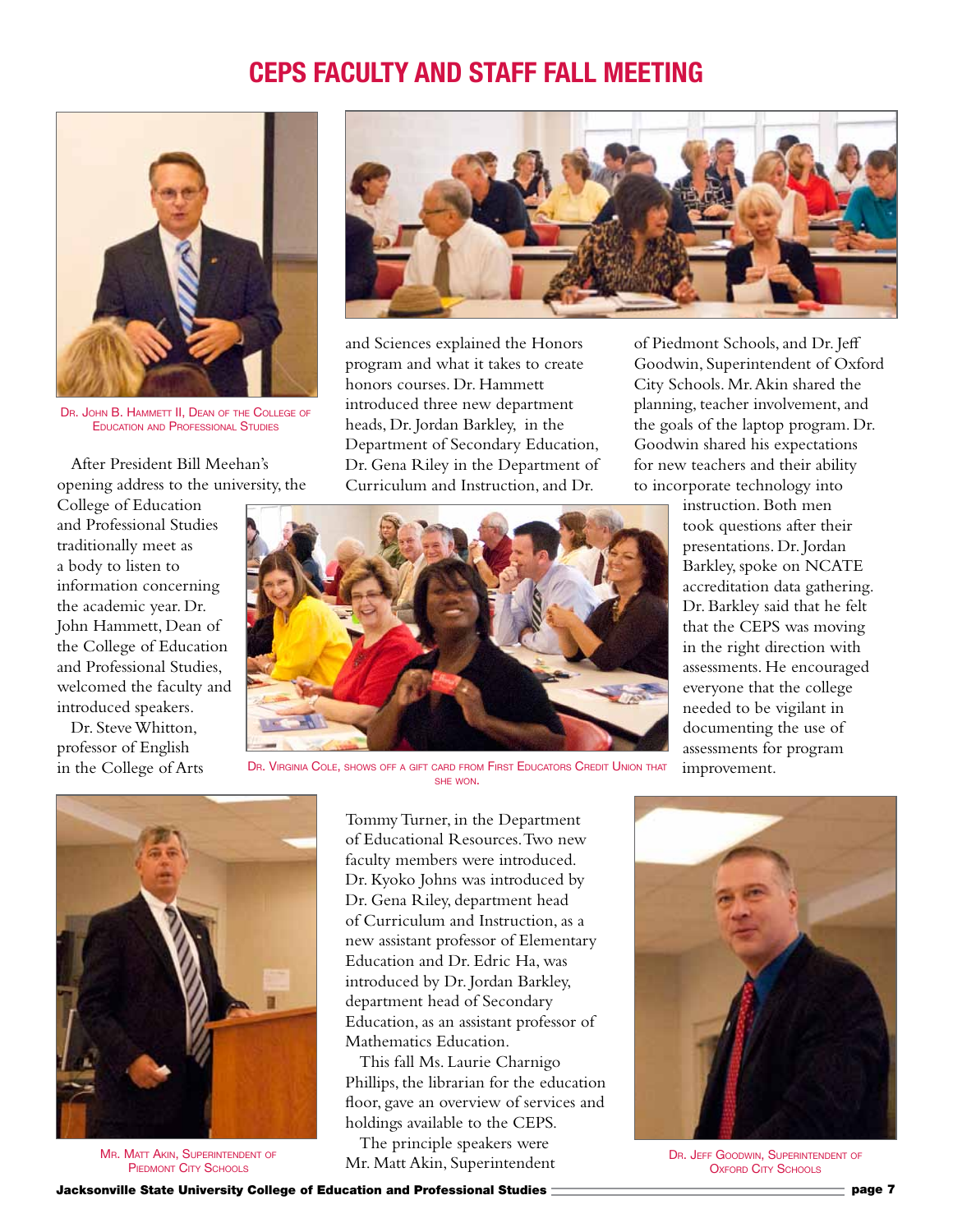# CEPS FACULTY AND STAFF FALL MEETING

Dr. John B. Hammett II, Dean of the College of Education and Professional Studies

After President Bill Meehan's opening address to the university, the College of Education and Professional Studies traditionally meet as a body to listen to information concerning the academic year. Dr. John Hammett, Dean of the College of Education and Professional Studies, welcomed the faculty and introduced speakers.

Dr. Steve Whitton, professor of English in the College of Arts and Sciences explained the Honors program and what it takes to create honors courses. Dr. Hammett introduced three new department heads, Dr. Jordan Barkley, in the Department of Secondary Education, Dr. Gena Riley in the Department of Curriculum and Instruction, and Dr. Tommy Turner, in the Department of Educational Resources. Two new faculty members were introduced. Dr. Kyoko Johns was introduced by Dr. Gena Riley, department head of Curriculum and Instruction, as a new assistant professor of Elementary Education and Dr. Edric Ha, was introduced by Dr. Jordan Barkley, department head of Secondary Education, as an assistant professor of Mathematics Education.

Dr. Virginia Cole, shows off a gift card from First Educators Credit Union that she won.

This fall Ms. Laurie Charnigo Phillips, the librarian for the education floor, gave an overview of services and holdings available to the CEPS.

The principle speakers were Mr. Matt Akin, Superintendent of Piedmont Schools, and Dr. Jeff Goodwin, Superintendent of Oxford City Schools. Mr. Akin shared the planning, teacher involvement, and the goals of the laptop program. Dr. Goodwin shared his expectations for new teachers and their ability to incorporate technology into instruction. Both men took questions after their presentations. Dr. Jordan Barkley, spoke on NCATE accreditation data gathering. Dr. Barkley said that he felt that the CEPS was moving in the right direction with assessments. He encouraged everyone that the college needed to be vigilant in documenting the use of assessments for program improvement.

Mr. Matt Akin, Superintendent of Piedmont City Schools

Dr. Jeff Goodwin, Superintendent of Oxford City Schools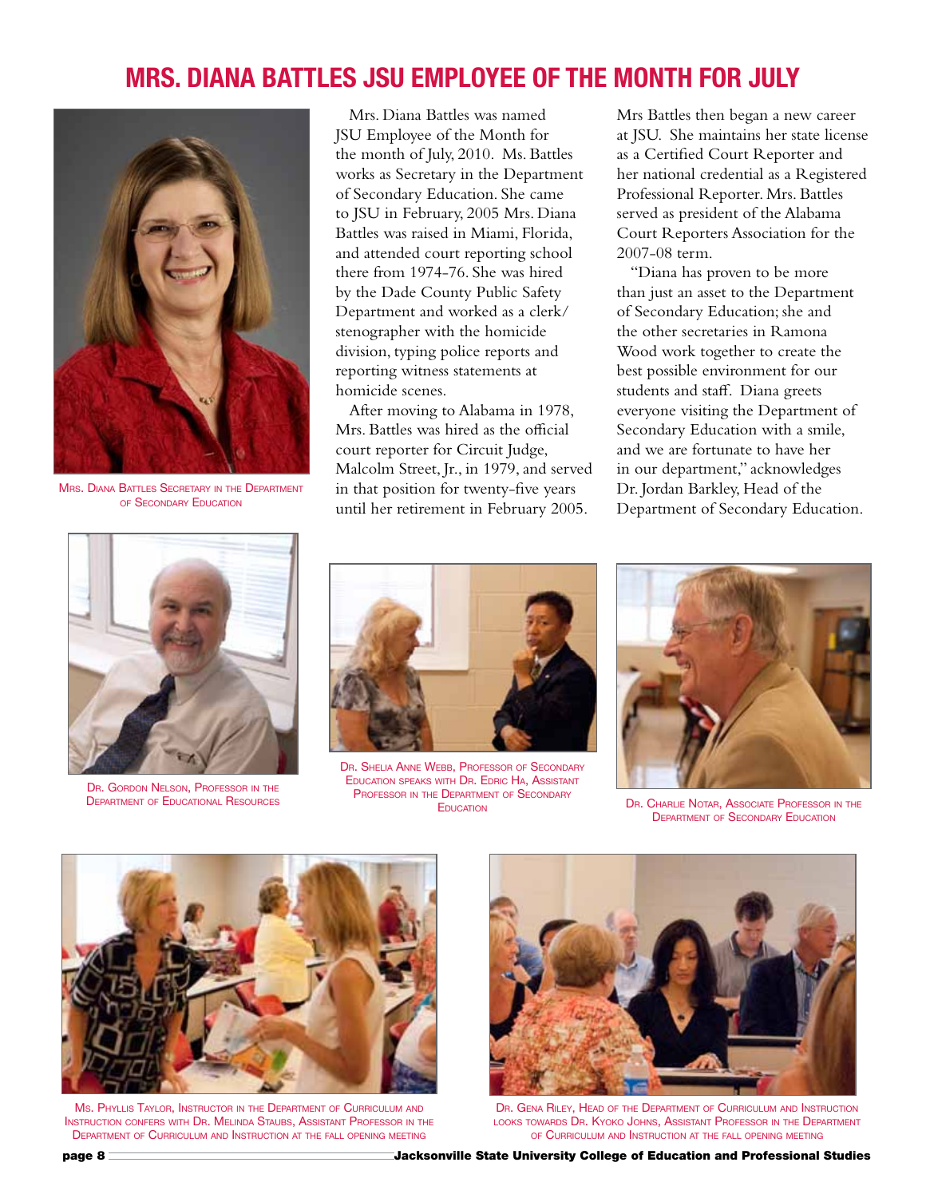# MRS. DIANA BATTLES JSU EMPLOYEE OF THE MONTH FOR JULY

Mrs. Diana Battles Secretary in the Department of Secondary Education

Mrs. Diana Battles was named JSU Employee of the Month for the month of July, 2010. Ms. Battles works as Secretary in the Department of Secondary Education. She came to JSU in February, 2005 Mrs. Diana Battles was raised in Miami, Florida, and attended court reporting school there from 1974-76. She was hired by the Dade County Public Safety Department and worked as a clerk/ stenographer with the homicide division, typing police reports and reporting witness statements at homicide scenes.

After moving to Alabama in 1978, Mrs. Battles was hired as the official court reporter for Circuit Judge, Malcolm Street, Jr., in 1979, and served in that position for twenty-five years until her retirement in February 2005.

Mrs Battles then began a new career at JSU. She maintains her state license as a Certified Court Reporter and her national credential as a Registered Professional Reporter. Mrs. Battles served as president of the Alabama Court Reporters Association for the 2007-08 term.

"Diana has proven to be more than just an asset to the Department of Secondary Education; she and the other secretaries in Ramona Wood work together to create the best possible environment for our students and staff. Diana greets everyone visiting the Department of Secondary Education with a smile, and we are fortunate to have her in our department," acknowledges Dr. Jordan Barkley, Head of the Department of Secondary Education.

Dr. Gordon Nelson, Professor in the Department of Educational Resources

Dr. Shelia Anne Webb, Professor of Secondary Education speaks with Dr. Edric Ha, Assistant Professor in the Department of Secondary Education

Dr. Charlie Notar, Associate Professor in the Department of Secondary Education

Ms. Phyllis Taylor, Instructor in the Department of Curriculum and Instruction confers with Dr. Melinda Staubs, Assistant Professor in the Department of Curriculum and Instruction at the fall opening meeting

Dr. Gena Riley, Head of the Department of Curriculum and Instruction looks towards Dr. Kyoko Johns, Assistant Professor in the Department of Curriculum and Instruction at the fall opening meeting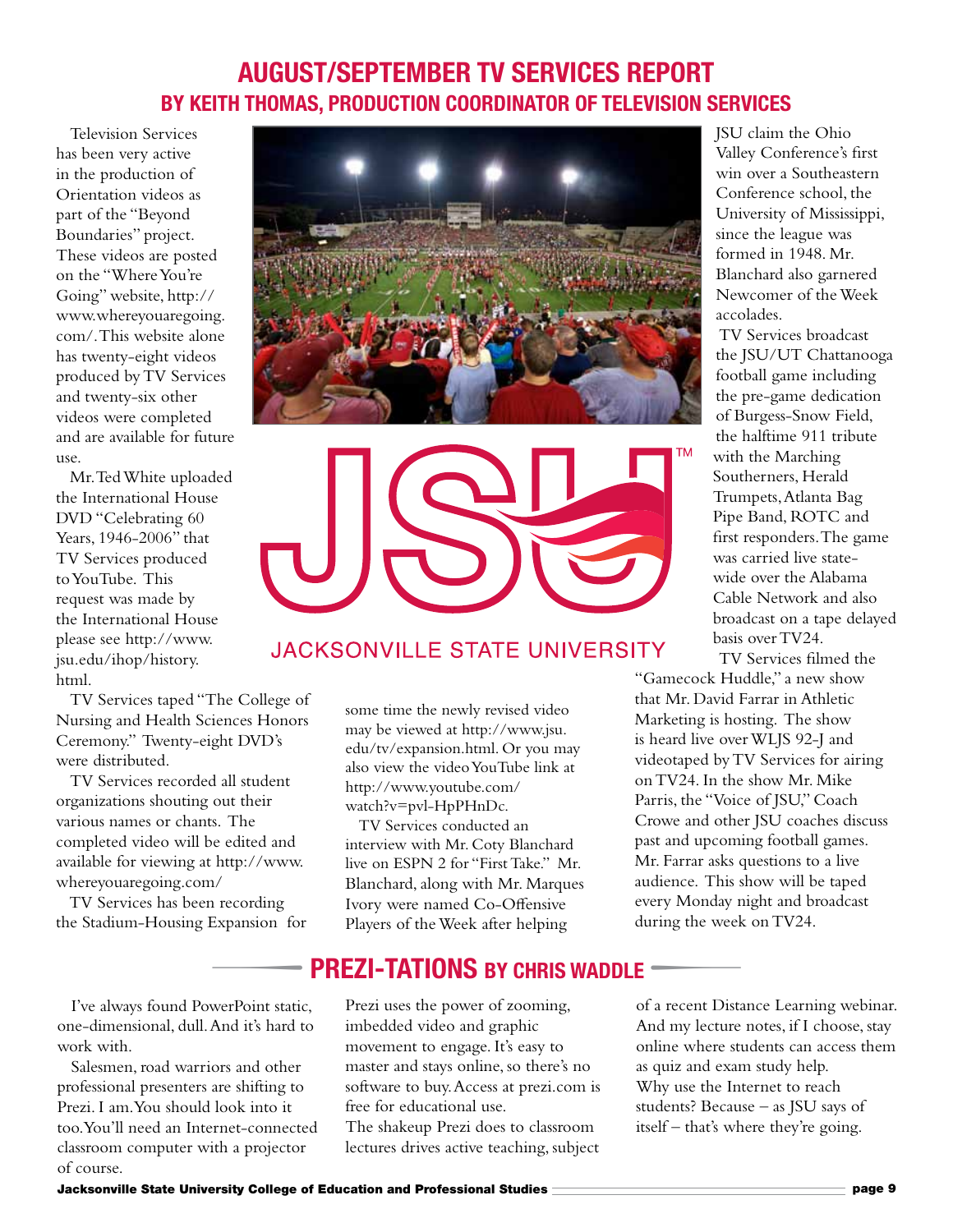# AUGUST/SEPTEMBER TV SERVICES REPORT

## BY KEITH THOMAS, PRODUCTION COORDINATOR OF TELEVISION SERVICES

Television Services has been very active in the production of Orientation videos as part of the "Beyond Boundaries" project. These videos are posted on the "Where You're Going" website, http://www.whereyouaregoing.com/. This website alone has twenty-eight videos produced by TV Services and twenty-six other videos were completed and are available for future use.

Mr. Ted White uploaded the International House DVD "Celebrating 60 Years, 1946-2006" that TV Services produced to YouTube. This request was made by the International House please see http://www.jsu.edu/ihop/history.html.

TV Services taped "The College of Nursing and Health Sciences Honors Ceremony." Twenty-eight DVD's were distributed.

TV Services recorded all student organizations shouting out their various names or chants. The completed video will be edited and available for viewing at http://www.whereyouaregoing.com/

TV Services has been recording the Stadium-Housing Expansion for some time the newly revised video may be viewed at http://www.jsu.edu/tv/expansion.html. Or you may also view the video YouTube link at http://www.youtube.com/watch?v=pvl-HpPHnDc.

TV Services conducted an interview with Mr. Coty Blanchard live on ESPN 2 for "First Take." Mr. Blanchard, along with Mr. Marques Ivory were named Co-Offensive Players of the Week after helping JSU claim the Ohio Valley Conference's first win over a Southeastern Conference school, the University of Mississippi, since the league was formed in 1948. Mr. Blanchard also garnered Newcomer of the Week accolades.

TV Services broadcast the JSU/UT Chattanooga football game including the pre-game dedication of Burgess-Snow Field, the halftime 911 tribute with the Marching Southerners, Herald Trumpets, Atlanta Bag Pipe Band, ROTC and first responders. The game was carried live state-wide over the Alabama Cable Network and also broadcast on a tape delayed basis over TV24.

TV Services filmed the "Gamecock Huddle," a new show that Mr. David Farrar in Athletic Marketing is hosting. The show is heard live over WLJS 92-J and videotaped by TV Services for airing on TV24. In the show Mr. Mike Parris, the "Voice of JSU," Coach Crowe and other JSU coaches discuss past and upcoming football games. Mr. Farrar asks questions to a live audience. This show will be taped every Monday night and broadcast during the week on TV24.

# PREZI-TATIONS BY CHRIS WADDLE

I've always found PowerPoint static, one-dimensional, dull. And it's hard to work with.

Salesmen, road warriors and other professional presenters are shifting to Prezi. I am. You should look into it too. You'll need an Internet-connected classroom computer with a projector of course.

Prezi uses the power of zooming, imbedded video and graphic movement to engage. It's easy to master and stays online, so there's no software to buy. Access at prezi.com is free for educational use.

The shakeup Prezi does to classroom lectures drives active teaching, subject of a recent Distance Learning webinar. And my lecture notes, if I choose, stay online where students can access them as quiz and exam study help.

Why use the Internet to reach students? Because – as JSU says of itself – that's where they're going.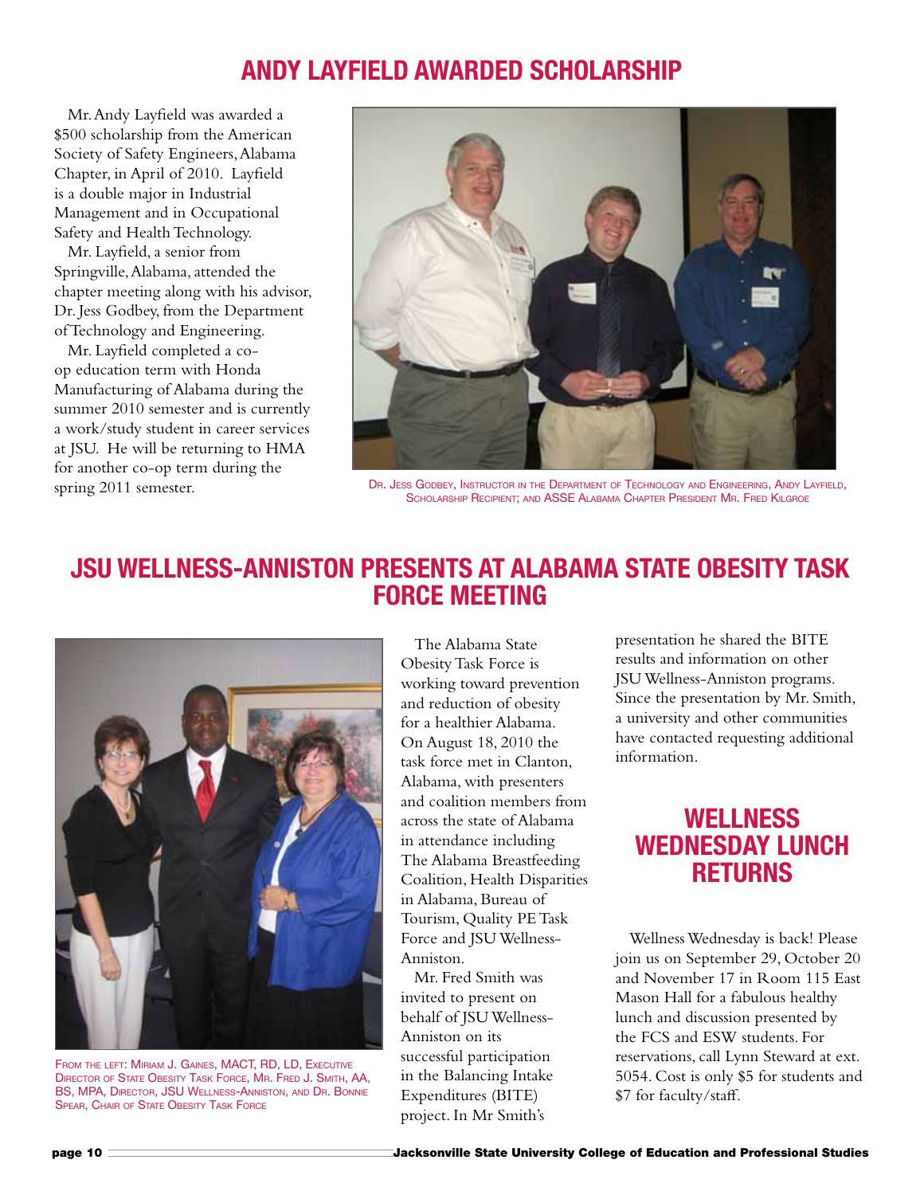## ANDY LAYFIELD AWARDED SCHOLARSHIP

Mr. Andy Layfield was awarded a $500 scholarship from the American Society of Safety Engineers, Alabama Chapter, in April of 2010. Layfield is a double major in Industrial Management and in Occupational Safety and Health Technology.

Mr. Layfield, a senior from Springville, Alabama, attended the chapter meeting along with his advisor, Dr. Jess Godbey, from the Department of Technology and Engineering.

Mr. Layfield completed a co-op education term with Honda Manufacturing of Alabama during the summer 2010 semester and is currently a work/study student in career services at JSU. He will be returning to HMA for another co-op term during the spring 2011 semester.

Dr. Jess Godbey, Instructor in the Department of Technology and Engineering, Andy Layfield, Scholarship Recipient; and ASSE Alabama Chapter President Mr. Fred Kilgroe

## JSU WELLNESS-ANNISTON PRESENTS AT ALABAMA STATE OBESITY TASK FORCE MEETING

From the left: Miriam J. Gaines, MACT, RD, LD, Executive Director of State Obesity Task Force, Mr. Fred J. Smith, AA, BS, MPA, Director, JSU Wellness-Anniston, and Dr. Bonnie Spear, Chair of State Obesity Task Force

The Alabama State Obesity Task Force is working toward prevention and reduction of obesity for a healthier Alabama. On August 18, 2010 the task force met in Clanton, Alabama, with presenters and coalition members from across the state of Alabama in attendance including The Alabama Breastfeeding Coalition, Health Disparities in Alabama, Bureau of Tourism, Quality PE Task Force and JSU Wellness-Anniston.

Mr. Fred Smith was invited to present on behalf of JSU Wellness-Anniston on its successful participation in the Balancing Intake Expenditures (BITE) project. In Mr Smith's presentation he shared the BITE results and information on other JSU Wellness-Anniston programs. Since the presentation by Mr. Smith, a university and other communities have contacted requesting additional information.

## WELLNESS WEDNESDAY LUNCH RETURNS

Wellness Wednesday is back! Please join us on September 29, October 20 and November 17 in Room 115 East Mason Hall for a fabulous healthy lunch and discussion presented by the FCS and ESW students. For reservations, call Lynn Steward at ext. 5054. Cost is only $5 for students and $7 for faculty/staff.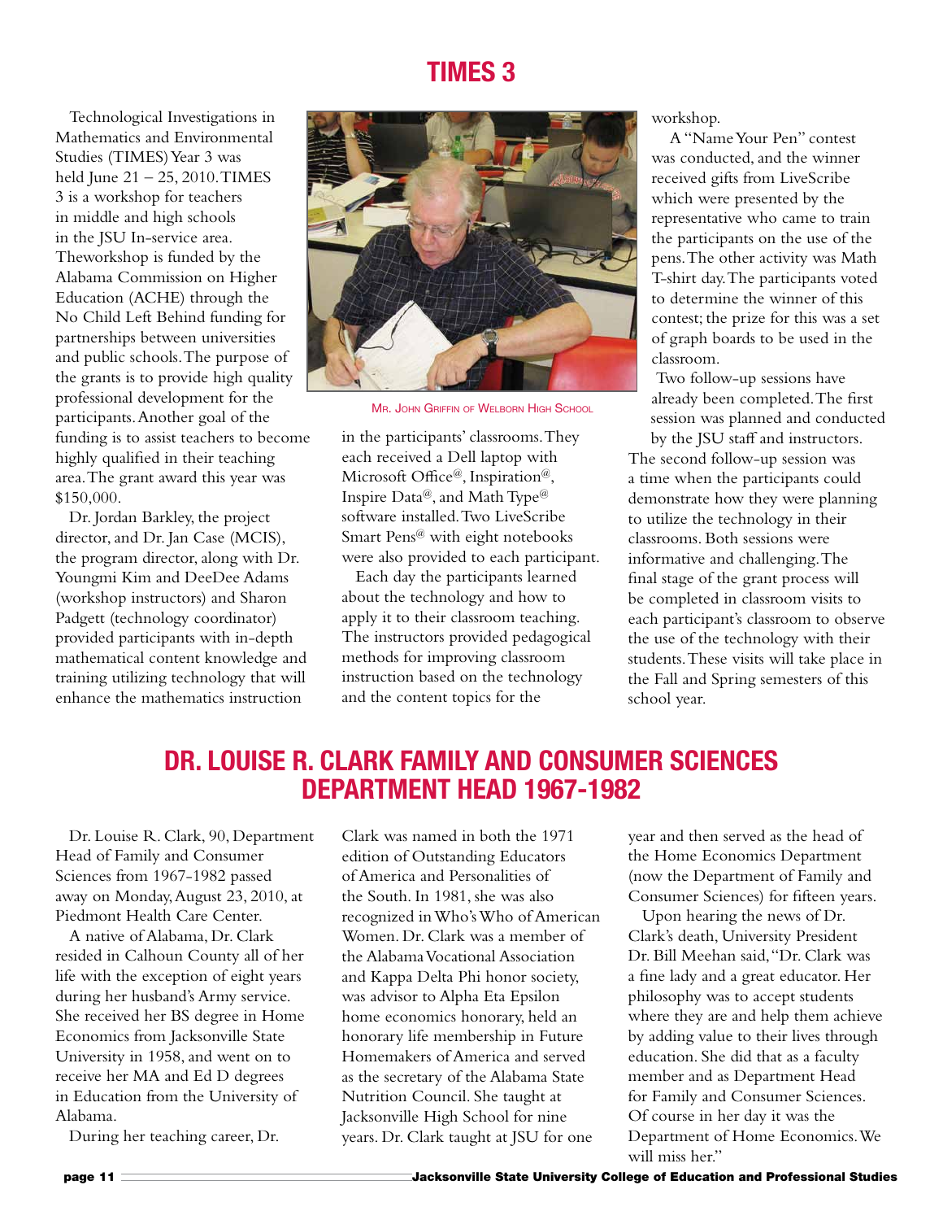# TIMES 3

Technological Investigations in Mathematics and Environmental Studies (TIMES) Year 3 was held June 21 – 25, 2010. TIMES 3 is a workshop for teachers in middle and high schools in the JSU In-service area. Theworkshop is funded by the Alabama Commission on Higher Education (ACHE) through the No Child Left Behind funding for partnerships between universities and public schools. The purpose of the grants is to provide high quality professional development for the participants. Another goal of the funding is to assist teachers to become highly qualified in their teaching area. The grant award this year was $150,000.

Dr. Jordan Barkley, the project director, and Dr. Jan Case (MCIS), the program director, along with Dr. Youngmi Kim and DeeDee Adams (workshop instructors) and Sharon Padgett (technology coordinator) provided participants with in-depth mathematical content knowledge and training utilizing technology that will enhance the mathematics instruction in the participants' classrooms. They each received a Dell laptop with Microsoft Office@, Inspiration@, Inspire Data@, and Math Type@ software installed. Two LiveScribe Smart Pens@ with eight notebooks were also provided to each participant.

Mr. John Griffin of Welborn High School

Each day the participants learned about the technology and how to apply it to their classroom teaching. The instructors provided pedagogical methods for improving classroom instruction based on the technology and the content topics for the workshop.

A "Name Your Pen" contest was conducted, and the winner received gifts from LiveScribe which were presented by the representative who came to train the participants on the use of the pens. The other activity was Math T-shirt day. The participants voted to determine the winner of this contest; the prize for this was a set of graph boards to be used in the classroom.

Two follow-up sessions have already been completed. The first session was planned and conducted by the JSU staff and instructors. The second follow-up session was a time when the participants could demonstrate how they were planning to utilize the technology in their classrooms. Both sessions were informative and challenging. The final stage of the grant process will be completed in classroom visits to each participant's classroom to observe the use of the technology with their students. These visits will take place in the Fall and Spring semesters of this school year.

# DR. LOUISE R. CLARK FAMILY AND CONSUMER SCIENCES DEPARTMENT HEAD 1967-1982

Dr. Louise R. Clark, 90, Department Head of Family and Consumer Sciences from 1967-1982 passed away on Monday, August 23, 2010, at Piedmont Health Care Center.

A native of Alabama, Dr. Clark resided in Calhoun County all of her life with the exception of eight years during her husband's Army service. She received her BS degree in Home Economics from Jacksonville State University in 1958, and went on to receive her MA and Ed D degrees in Education from the University of Alabama.

During her teaching career, Dr. Clark was named in both the 1971 edition of Outstanding Educators of America and Personalities of the South. In 1981, she was also recognized in Who's Who of American Women. Dr. Clark was a member of the Alabama Vocational Association and Kappa Delta Phi honor society, was advisor to Alpha Eta Epsilon home economics honorary, held an honorary life membership in Future Homemakers of America and served as the secretary of the Alabama State Nutrition Council. She taught at Jacksonville High School for nine years. Dr. Clark taught at JSU for one year and then served as the head of the Home Economics Department (now the Department of Family and Consumer Sciences) for fifteen years.

Upon hearing the news of Dr. Clark's death, University President Dr. Bill Meehan said, "Dr. Clark was a fine lady and a great educator. Her philosophy was to accept students where they are and help them achieve by adding value to their lives through education. She did that as a faculty member and as Department Head for Family and Consumer Sciences. Of course in her day it was the Department of Home Economics. We will miss her."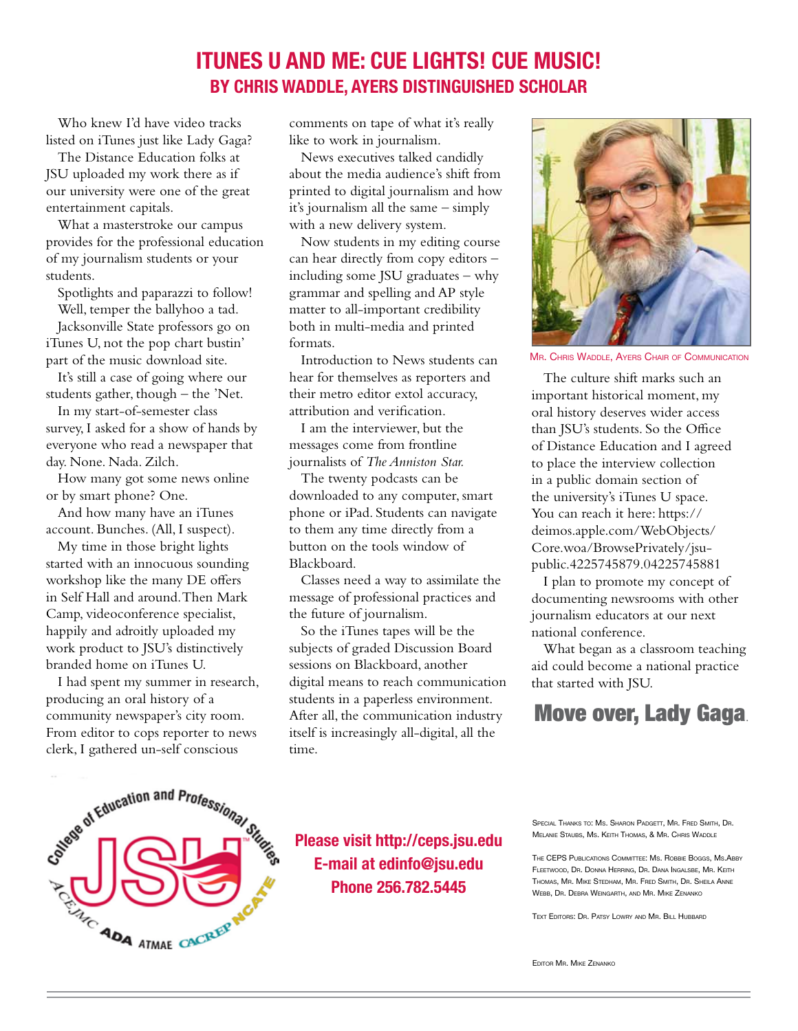# ITUNES U AND ME: CUE LIGHTS! CUE MUSIC!

## BY CHRIS WADDLE, AYERS DISTINGUISHED SCHOLAR

Who knew I'd have video tracks listed on iTunes just like Lady Gaga?

The Distance Education folks at JSU uploaded my work there as if our university were one of the great entertainment capitals.

What a masterstroke our campus provides for the professional education of my journalism students or your students.

Spotlights and paparazzi to follow!

Well, temper the ballyhoo a tad.

Jacksonville State professors go on iTunes U, not the pop chart bustin' part of the music download site.

It's still a case of going where our students gather, though – the 'Net.

In my start-of-semester class survey, I asked for a show of hands by everyone who read a newspaper that day. None. Nada. Zilch.

How many got some news online or by smart phone? One.

And how many have an iTunes account. Bunches. (All, I suspect).

My time in those bright lights started with an innocuous sounding workshop like the many DE offers in Self Hall and around. Then Mark Camp, videoconference specialist, happily and adroitly uploaded my work product to JSU's distinctively branded home on iTunes U.

I had spent my summer in research, producing an oral history of a community newspaper's city room. From editor to cops reporter to news clerk, I gathered un-self conscious comments on tape of what it's really like to work in journalism.

News executives talked candidly about the media audience's shift from printed to digital journalism and how it's journalism all the same – simply with a new delivery system.

Now students in my editing course can hear directly from copy editors – including some JSU graduates – why grammar and spelling and AP style matter to all-important credibility both in multi-media and printed formats.

Introduction to News students can hear for themselves as reporters and their metro editor extol accuracy, attribution and verification.

I am the interviewer, but the messages come from frontline journalists of *The Anniston Star.*

The twenty podcasts can be downloaded to any computer, smart phone or iPad. Students can navigate to them any time directly from a button on the tools window of Blackboard.

Classes need a way to assimilate the message of professional practices and the future of journalism.

So the iTunes tapes will be the subjects of graded Discussion Board sessions on Blackboard, another digital means to reach communication students in a paperless environment. After all, the communication industry itself is increasingly all-digital, all the time.

MR. CHRIS WADDLE, AYERS CHAIR OF COMMUNICATION

The culture shift marks such an important historical moment, my oral history deserves wider access than JSU's students. So the Office of Distance Education and I agreed to place the interview collection in a public domain section of the university's iTunes U space. You can reach it here: https://deimos.apple.com/WebObjects/Core.woa/BrowsePrivately/jsu-public.4225745879.04225745881

I plan to promote my concept of documenting newsrooms with other journalism educators at our next national conference.

What began as a classroom teaching aid could become a national practice that started with JSU.

**Move over, Lady Gaga.**

College of Education and Professional Studies

JSU

ACEJMC ADA ATMAE CACREP NCATE

**Please visit http://ceps.jsu.edu**
**E-mail at edinfo@jsu.edu**
**Phone 256.782.5445**

SPECIAL THANKS TO: MS. SHARON PADGETT, MR. FRED SMITH, DR. MELANIE STAUBS, MS. KEITH THOMAS, & MR. CHRIS WADDLE

THE CEPS PUBLICATIONS COMMITTEE: MS. ROBBIE BOGGS, MS.ABBY FLEETWOOD, DR. DONNA HERRING, DR. DANA INGALSBE, MR. KEITH THOMAS, MR. MIKE STEDHAM, MR. FRED SMITH, DR. SHEILA ANNE WEBB, DR. DEBRA WEINGARTH, AND MR. MIKE ZENANKO

TEXT EDITORS: DR. PATSY LOWRY AND MR. BILL HUBBARD

EDITOR MR. MIKE ZENANKO